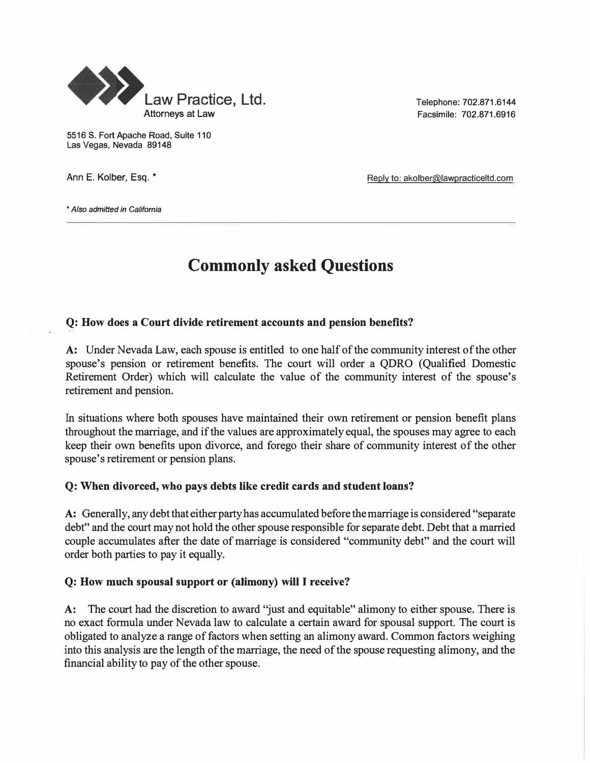Law Practice, Ltd.
Attorneys at Law

Telephone: 702.871.6144
Facsimile: 702.871.6916

5516 S. Fort Apache Road, Suite 110
Las Vegas, Nevada 89148

Ann E. Kolber, Esq. *

Reply to: akolber@lawpracticeltd.com

*Also admitted in California*

---

# Commonly asked Questions

### Q: How does a Court divide retirement accounts and pension benefits?

**A:** Under Nevada Law, each spouse is entitled to one half of the community interest of the other spouse's pension or retirement benefits. The court will order a QDRO (Qualified Domestic Retirement Order) which will calculate the value of the community interest of the spouse's retirement and pension.

In situations where both spouses have maintained their own retirement or pension benefit plans throughout the marriage, and if the values are approximately equal, the spouses may agree to each keep their own benefits upon divorce, and forego their share of community interest of the other spouse's retirement or pension plans.

### Q: When divorced, who pays debts like credit cards and student loans?

**A:** Generally, any debt that either party has accumulated before the marriage is considered "separate debt" and the court may not hold the other spouse responsible for separate debt. Debt that a married couple accumulates after the date of marriage is considered "community debt" and the court will order both parties to pay it equally.

### Q: How much spousal support or (alimony) will I receive?

**A:** The court had the discretion to award "just and equitable" alimony to either spouse. There is no exact formula under Nevada law to calculate a certain award for spousal support. The court is obligated to analyze a range of factors when setting an alimony award. Common factors weighing into this analysis are the length of the marriage, the need of the spouse requesting alimony, and the financial ability to pay of the other spouse.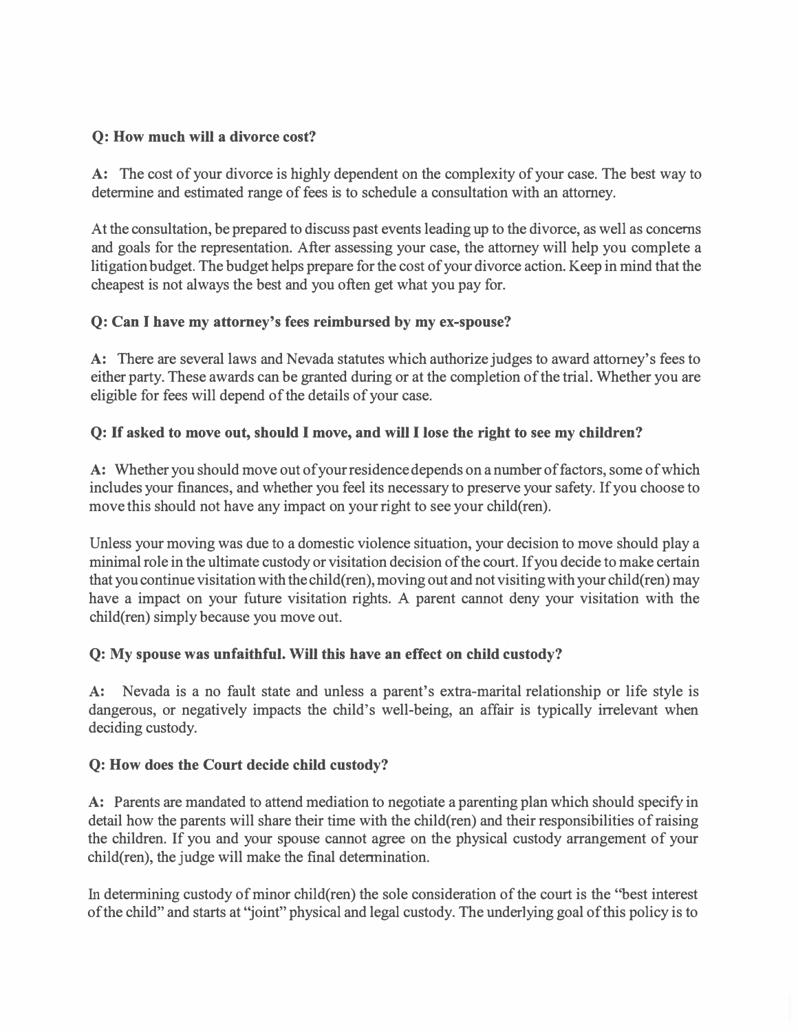**Q: How much will a divorce cost?**

**A:** The cost of your divorce is highly dependent on the complexity of your case. The best way to determine and estimated range of fees is to schedule a consultation with an attorney.

At the consultation, be prepared to discuss past events leading up to the divorce, as well as concerns and goals for the representation. After assessing your case, the attorney will help you complete a litigation budget. The budget helps prepare for the cost of your divorce action. Keep in mind that the cheapest is not always the best and you often get what you pay for.

**Q: Can I have my attorney's fees reimbursed by my ex-spouse?**

**A:** There are several laws and Nevada statutes which authorize judges to award attorney's fees to either party. These awards can be granted during or at the completion of the trial. Whether you are eligible for fees will depend of the details of your case.

**Q: If asked to move out, should I move, and will I lose the right to see my children?**

**A:** Whether you should move out of your residence depends on a number of factors, some of which includes your finances, and whether you feel its necessary to preserve your safety. If you choose to move this should not have any impact on your right to see your child(ren).

Unless your moving was due to a domestic violence situation, your decision to move should play a minimal role in the ultimate custody or visitation decision of the court. If you decide to make certain that you continue visitation with the child(ren), moving out and not visiting with your child(ren) may have a impact on your future visitation rights. A parent cannot deny your visitation with the child(ren) simply because you move out.

**Q: My spouse was unfaithful. Will this have an effect on child custody?**

**A:** Nevada is a no fault state and unless a parent's extra-marital relationship or life style is dangerous, or negatively impacts the child's well-being, an affair is typically irrelevant when deciding custody.

**Q: How does the Court decide child custody?**

**A:** Parents are mandated to attend mediation to negotiate a parenting plan which should specify in detail how the parents will share their time with the child(ren) and their responsibilities of raising the children. If you and your spouse cannot agree on the physical custody arrangement of your child(ren), the judge will make the final determination.

In determining custody of minor child(ren) the sole consideration of the court is the "best interest of the child" and starts at "joint" physical and legal custody. The underlying goal of this policy is to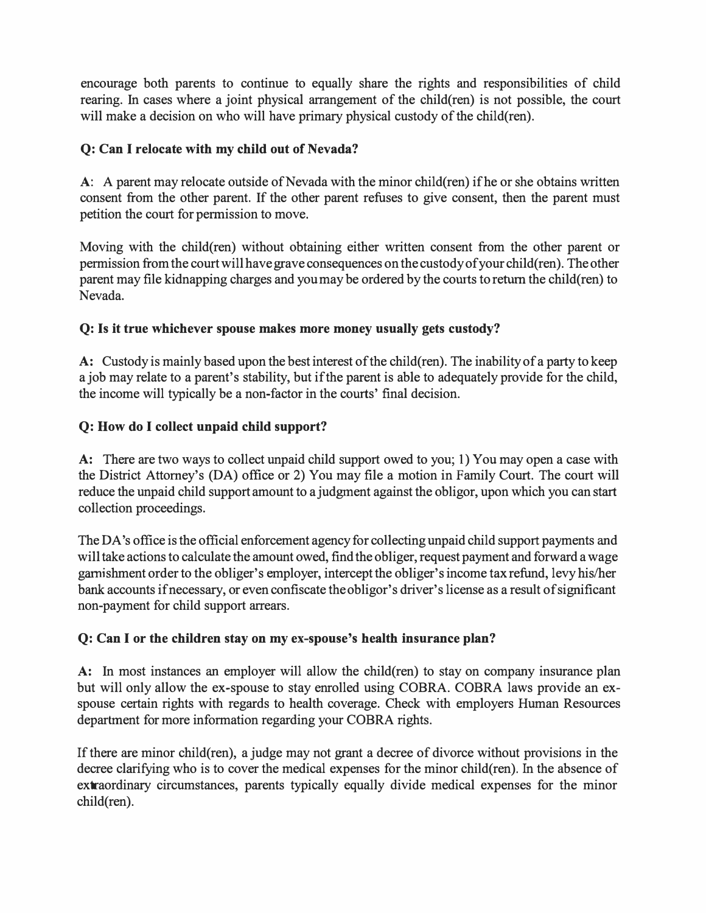encourage both parents to continue to equally share the rights and responsibilities of child rearing. In cases where a joint physical arrangement of the child(ren) is not possible, the court will make a decision on who will have primary physical custody of the child(ren).

**Q: Can I relocate with my child out of Nevada?**

**A**: A parent may relocate outside of Nevada with the minor child(ren) if he or she obtains written consent from the other parent. If the other parent refuses to give consent, then the parent must petition the court for permission to move.

Moving with the child(ren) without obtaining either written consent from the other parent or permission from the court will have grave consequences on the custody of your child(ren). The other parent may file kidnapping charges and you may be ordered by the courts to return the child(ren) to Nevada.

**Q: Is it true whichever spouse makes more money usually gets custody?**

**A:** Custody is mainly based upon the best interest of the child(ren). The inability of a party to keep a job may relate to a parent's stability, but if the parent is able to adequately provide for the child, the income will typically be a non-factor in the courts' final decision.

**Q: How do I collect unpaid child support?**

**A:** There are two ways to collect unpaid child support owed to you; 1) You may open a case with the District Attorney's (DA) office or 2) You may file a motion in Family Court. The court will reduce the unpaid child support amount to a judgment against the obligor, upon which you can start collection proceedings.

The DA's office is the official enforcement agency for collecting unpaid child support payments and will take actions to calculate the amount owed, find the obliger, request payment and forward a wage garnishment order to the obliger's employer, intercept the obliger's income tax refund, levy his/her bank accounts if necessary, or even confiscate the obligor's driver's license as a result of significant non-payment for child support arrears.

**Q: Can I or the children stay on my ex-spouse's health insurance plan?**

**A:** In most instances an employer will allow the child(ren) to stay on company insurance plan but will only allow the ex-spouse to stay enrolled using COBRA. COBRA laws provide an ex-spouse certain rights with regards to health coverage. Check with employers Human Resources department for more information regarding your COBRA rights.

If there are minor child(ren), a judge may not grant a decree of divorce without provisions in the decree clarifying who is to cover the medical expenses for the minor child(ren). In the absence of extraordinary circumstances, parents typically equally divide medical expenses for the minor child(ren).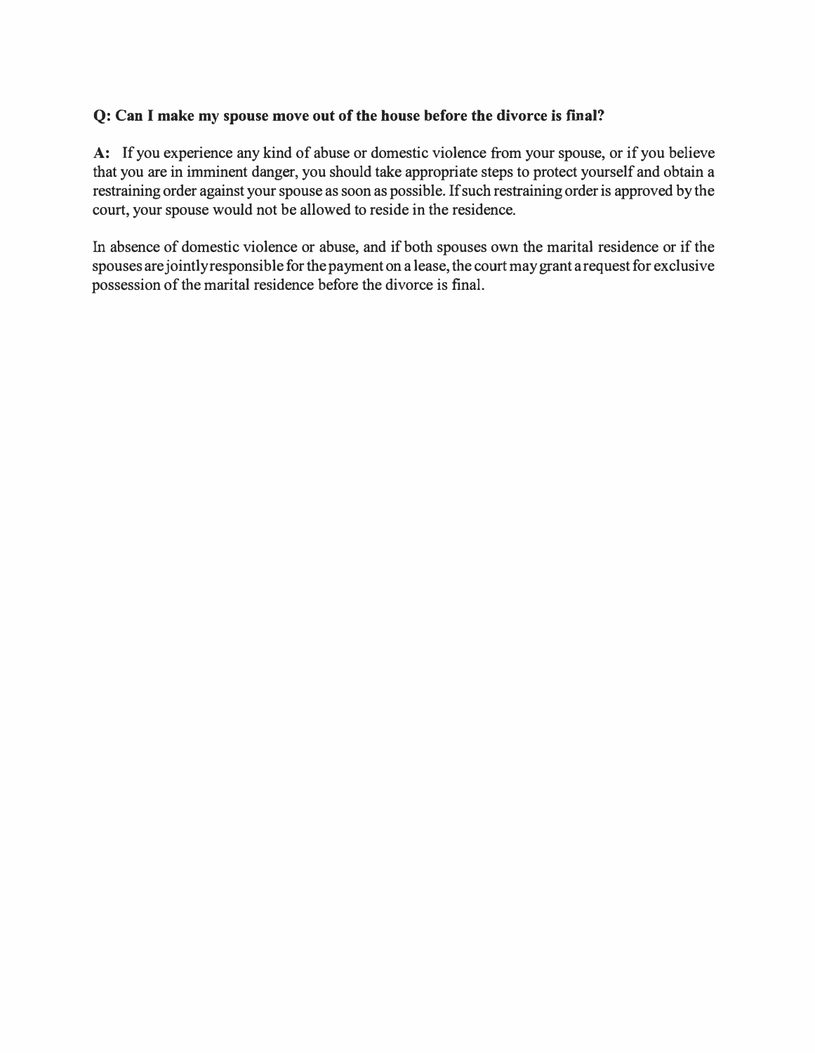**Q: Can I make my spouse move out of the house before the divorce is final?**

**A:** If you experience any kind of abuse or domestic violence from your spouse, or if you believe that you are in imminent danger, you should take appropriate steps to protect yourself and obtain a restraining order against your spouse as soon as possible. If such restraining order is approved by the court, your spouse would not be allowed to reside in the residence.

In absence of domestic violence or abuse, and if both spouses own the marital residence or if the spouses are jointly responsible for the payment on a lease, the court may grant a request for exclusive possession of the marital residence before the divorce is final.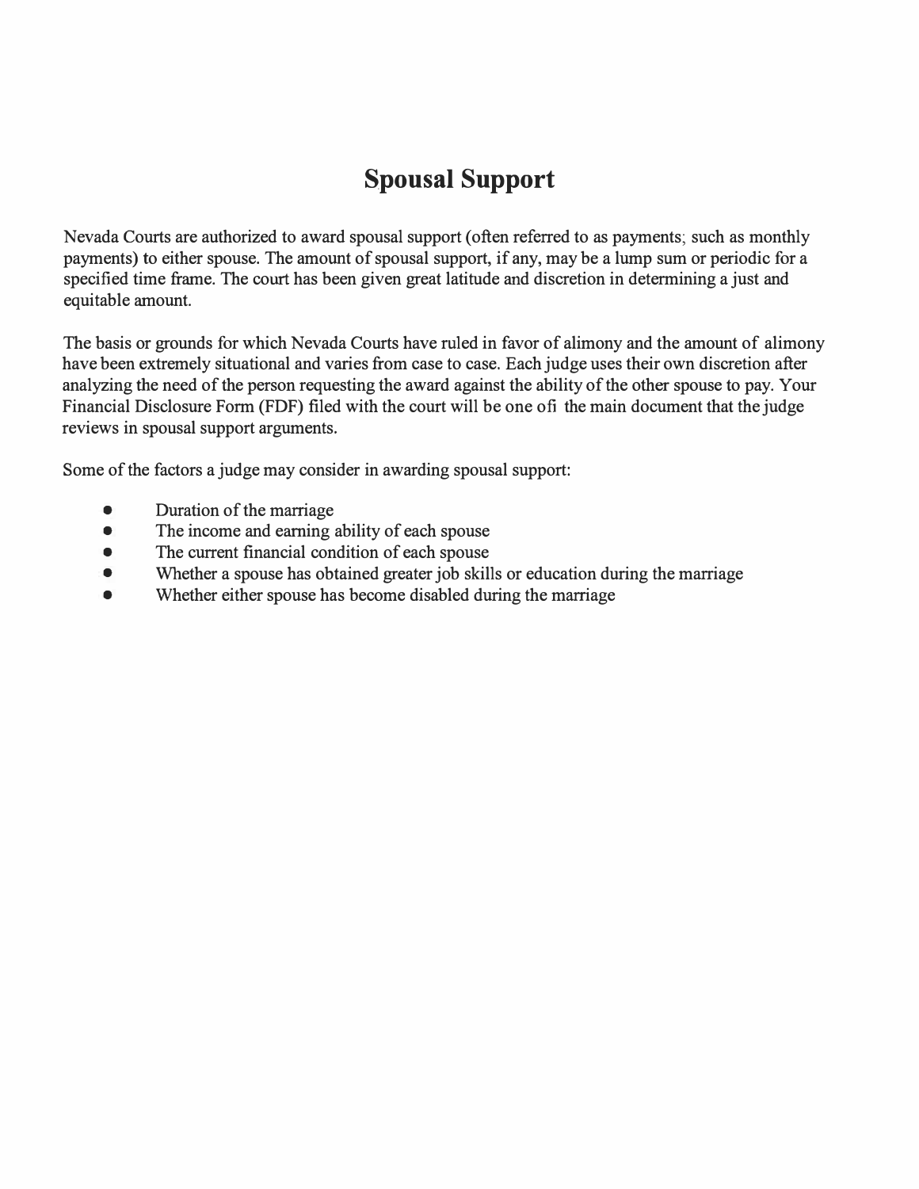# Spousal Support

Nevada Courts are authorized to award spousal support (often referred to as payments; such as monthly payments) to either spouse. The amount of spousal support, if any, may be a lump sum or periodic for a specified time frame. The court has been given great latitude and discretion in determining a just and equitable amount.

The basis or grounds for which Nevada Courts have ruled in favor of alimony and the amount of alimony have been extremely situational and varies from case to case. Each judge uses their own discretion after analyzing the need of the person requesting the award against the ability of the other spouse to pay. Your Financial Disclosure Form (FDF) filed with the court will be one ofi the main document that the judge reviews in spousal support arguments.

Some of the factors a judge may consider in awarding spousal support:

- Duration of the marriage
- The income and earning ability of each spouse
- The current financial condition of each spouse
- Whether a spouse has obtained greater job skills or education during the marriage
- Whether either spouse has become disabled during the marriage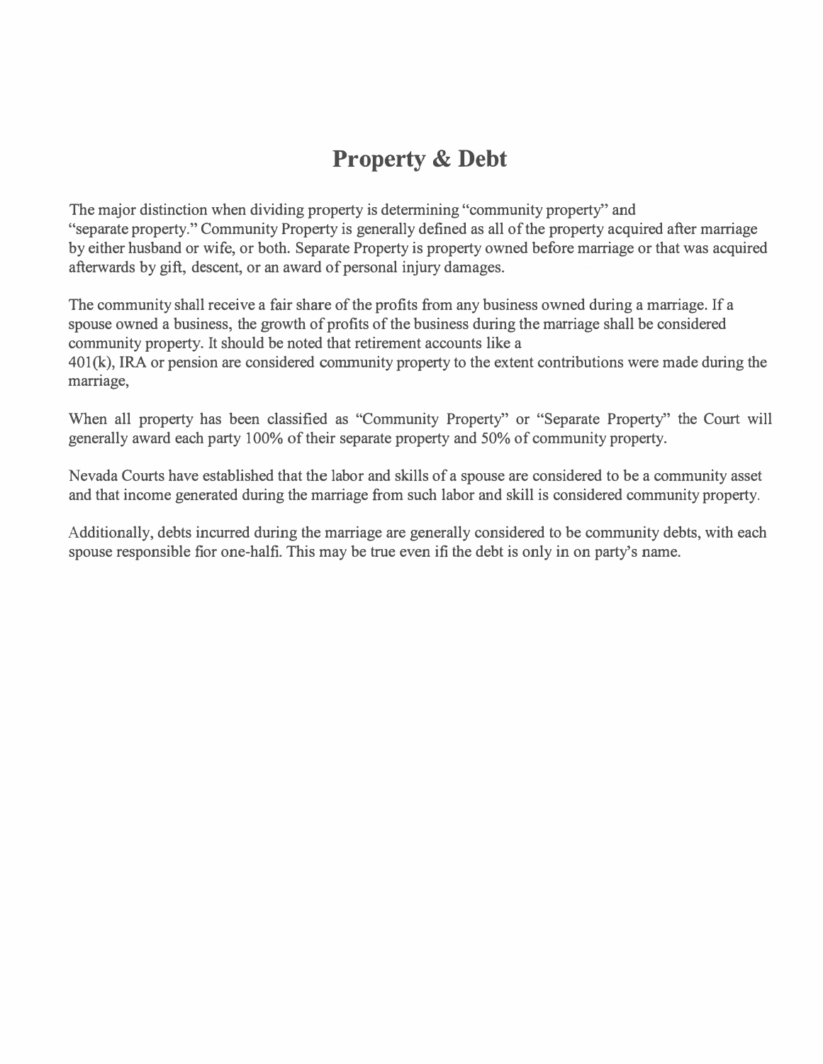# Property & Debt

The major distinction when dividing property is determining "community property" and "separate property." Community Property is generally defined as all of the property acquired after marriage by either husband or wife, or both. Separate Property is property owned before marriage or that was acquired afterwards by gift, descent, or an award of personal injury damages.

The community shall receive a fair share of the profits from any business owned during a marriage. If a spouse owned a business, the growth of profits of the business during the marriage shall be considered community property. It should be noted that retirement accounts like a 401(k), IRA or pension are considered community property to the extent contributions were made during the marriage,

When all property has been classified as "Community Property" or "Separate Property" the Court will generally award each party 100% of their separate property and 50% of community property.

Nevada Courts have established that the labor and skills of a spouse are considered to be a community asset and that income generated during the marriage from such labor and skill is considered community property.

Additionally, debts incurred during the marriage are generally considered to be community debts, with each spouse responsible fior one-halfi. This may be true even ifi the debt is only in on party's name.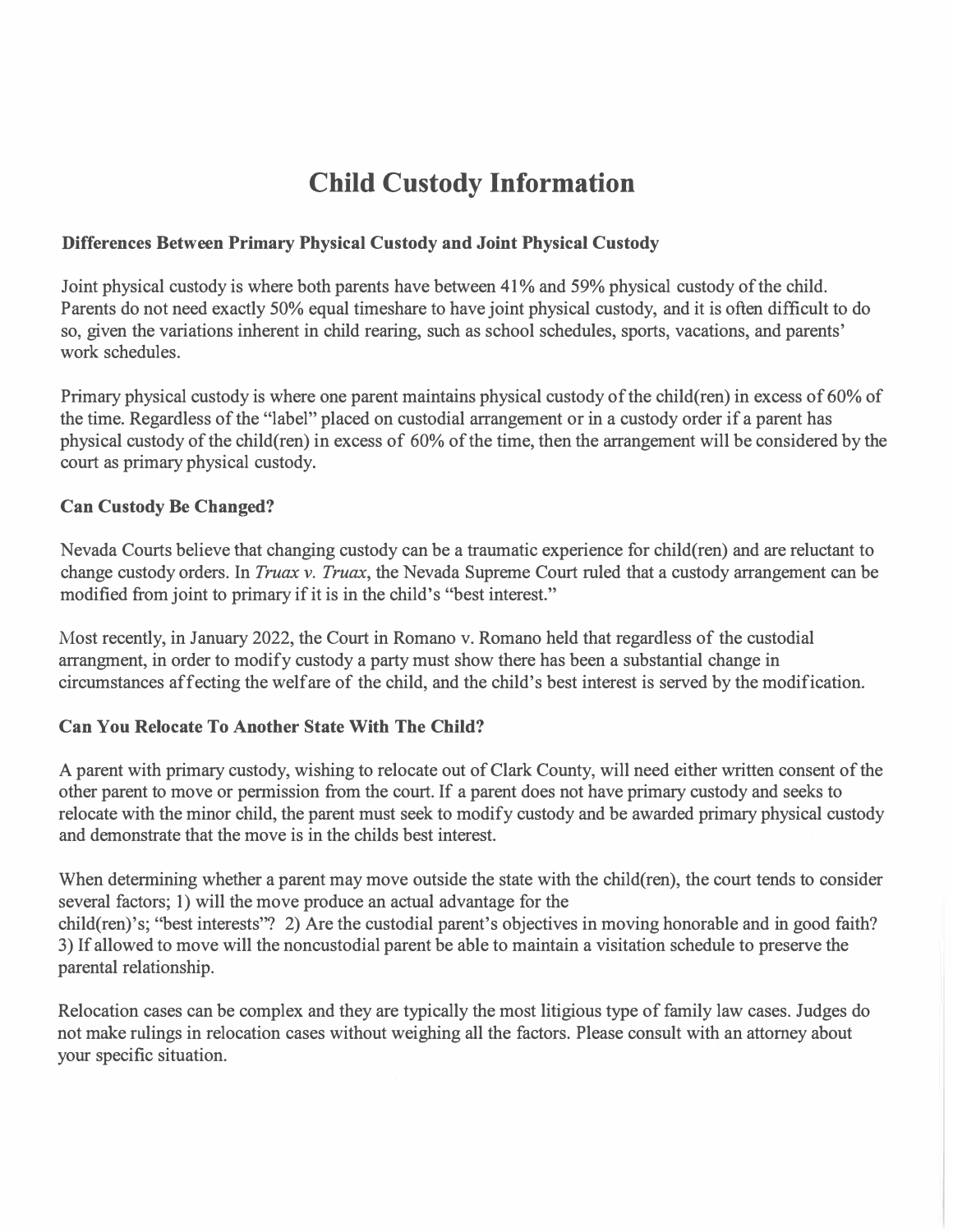# Child Custody Information

### Differences Between Primary Physical Custody and Joint Physical Custody

Joint physical custody is where both parents have between 41% and 59% physical custody of the child. Parents do not need exactly 50% equal timeshare to have joint physical custody, and it is often difficult to do so, given the variations inherent in child rearing, such as school schedules, sports, vacations, and parents' work schedules.

Primary physical custody is where one parent maintains physical custody of the child(ren) in excess of 60% of the time. Regardless of the "label" placed on custodial arrangement or in a custody order if a parent has physical custody of the child(ren) in excess of 60% of the time, then the arrangement will be considered by the court as primary physical custody.

### Can Custody Be Changed?

Nevada Courts believe that changing custody can be a traumatic experience for child(ren) and are reluctant to change custody orders. In *Truax v. Truax*, the Nevada Supreme Court ruled that a custody arrangement can be modified from joint to primary if it is in the child's "best interest."

Most recently, in January 2022, the Court in Romano v. Romano held that regardless of the custodial arrangment, in order to modify custody a party must show there has been a substantial change in circumstances affecting the welfare of the child, and the child's best interest is served by the modification.

### Can You Relocate To Another State With The Child?

A parent with primary custody, wishing to relocate out of Clark County, will need either written consent of the other parent to move or permission from the court. If a parent does not have primary custody and seeks to relocate with the minor child, the parent must seek to modify custody and be awarded primary physical custody and demonstrate that the move is in the childs best interest.

When determining whether a parent may move outside the state with the child(ren), the court tends to consider several factors; 1) will the move produce an actual advantage for the child(ren)'s; "best interests"? 2) Are the custodial parent's objectives in moving honorable and in good faith? 3) If allowed to move will the noncustodial parent be able to maintain a visitation schedule to preserve the parental relationship.

Relocation cases can be complex and they are typically the most litigious type of family law cases. Judges do not make rulings in relocation cases without weighing all the factors. Please consult with an attorney about your specific situation.